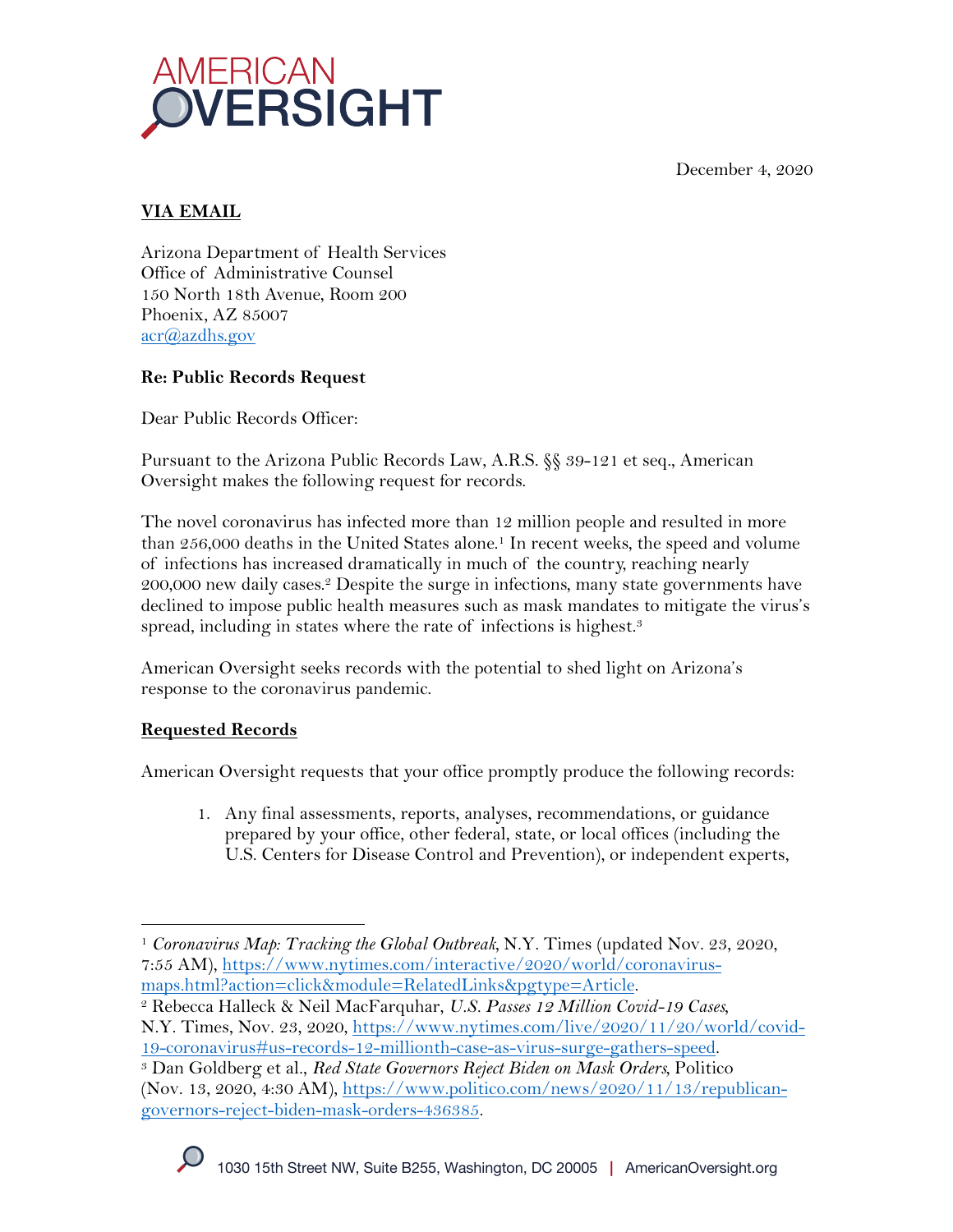AMERICAN OVERSIGHT

December 4, 2020

**VIA EMAIL**

Arizona Department of Health Services
Office of Administrative Counsel
150 North 18th Avenue, Room 200
Phoenix, AZ 85007
acr@azdhs.gov

**Re: Public Records Request**

Dear Public Records Officer:

Pursuant to the Arizona Public Records Law, A.R.S. §§ 39-121 et seq., American Oversight makes the following request for records.

The novel coronavirus has infected more than 12 million people and resulted in more than 256,000 deaths in the United States alone.[1] In recent weeks, the speed and volume of infections has increased dramatically in much of the country, reaching nearly 200,000 new daily cases.[2] Despite the surge in infections, many state governments have declined to impose public health measures such as mask mandates to mitigate the virus's spread, including in states where the rate of infections is highest.[3]

American Oversight seeks records with the potential to shed light on Arizona's response to the coronavirus pandemic.

**Requested Records**

American Oversight requests that your office promptly produce the following records:

1. Any final assessments, reports, analyses, recommendations, or guidance prepared by your office, other federal, state, or local offices (including the U.S. Centers for Disease Control and Prevention), or independent experts,

---

[1] *Coronavirus Map: Tracking the Global Outbreak*, N.Y. Times (updated Nov. 23, 2020, 7:55 AM), https://www.nytimes.com/interactive/2020/world/coronavirus-maps.html?action=click&module=RelatedLinks&pgtype=Article.

[2] Rebecca Halleck & Neil MacFarquhar, *U.S. Passes 12 Million Covid-19 Cases*, N.Y. Times, Nov. 23, 2020, https://www.nytimes.com/live/2020/11/20/world/covid-19-coronavirus#us-records-12-millionth-case-as-virus-surge-gathers-speed.

[3] Dan Goldberg et al., *Red State Governors Reject Biden on Mask Orders*, Politico (Nov. 13, 2020, 4:30 AM), https://www.politico.com/news/2020/11/13/republican-governors-reject-biden-mask-orders-436385.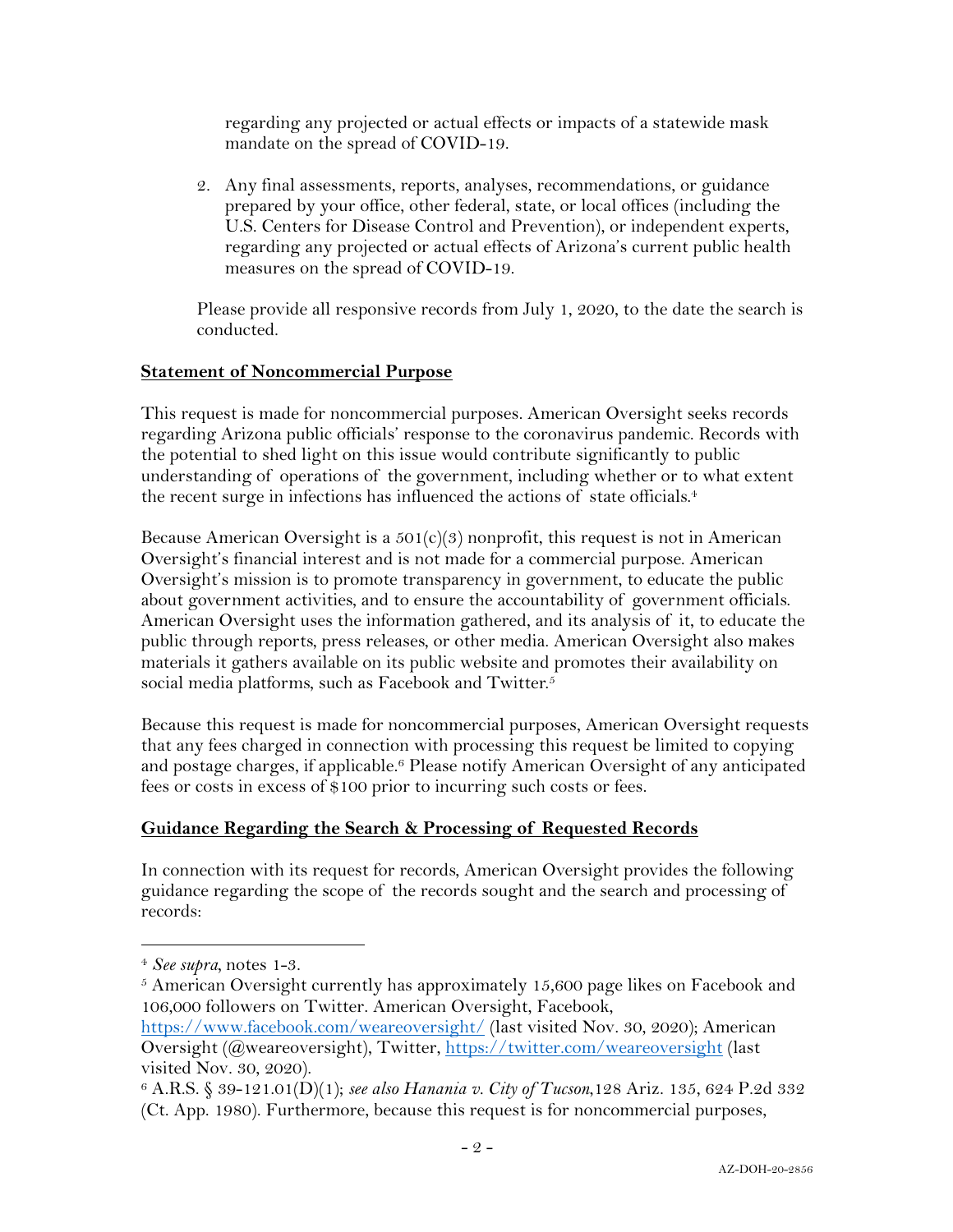regarding any projected or actual effects or impacts of a statewide mask mandate on the spread of COVID-19.

2. Any final assessments, reports, analyses, recommendations, or guidance prepared by your office, other federal, state, or local offices (including the U.S. Centers for Disease Control and Prevention), or independent experts, regarding any projected or actual effects of Arizona's current public health measures on the spread of COVID-19.

Please provide all responsive records from July 1, 2020, to the date the search is conducted.

**Statement of Noncommercial Purpose**

This request is made for noncommercial purposes. American Oversight seeks records regarding Arizona public officials' response to the coronavirus pandemic. Records with the potential to shed light on this issue would contribute significantly to public understanding of operations of the government, including whether or to what extent the recent surge in infections has influenced the actions of state officials.[4]

Because American Oversight is a 501(c)(3) nonprofit, this request is not in American Oversight's financial interest and is not made for a commercial purpose. American Oversight's mission is to promote transparency in government, to educate the public about government activities, and to ensure the accountability of government officials. American Oversight uses the information gathered, and its analysis of it, to educate the public through reports, press releases, or other media. American Oversight also makes materials it gathers available on its public website and promotes their availability on social media platforms, such as Facebook and Twitter.[5]

Because this request is made for noncommercial purposes, American Oversight requests that any fees charged in connection with processing this request be limited to copying and postage charges, if applicable.[6] Please notify American Oversight of any anticipated fees or costs in excess of $100 prior to incurring such costs or fees.

**Guidance Regarding the Search & Processing of Requested Records**

In connection with its request for records, American Oversight provides the following guidance regarding the scope of the records sought and the search and processing of records:

---

[4] *See supra*, notes 1-3.

[5] American Oversight currently has approximately 15,600 page likes on Facebook and 106,000 followers on Twitter. American Oversight, Facebook, https://www.facebook.com/weareoversight/ (last visited Nov. 30, 2020); American Oversight (@weareoversight), Twitter, https://twitter.com/weareoversight (last visited Nov. 30, 2020).

[6] A.R.S. § 39-121.01(D)(1); *see also Hanania v. City of Tucson*, 128 Ariz. 135, 624 P.2d 332 (Ct. App. 1980). Furthermore, because this request is for noncommercial purposes,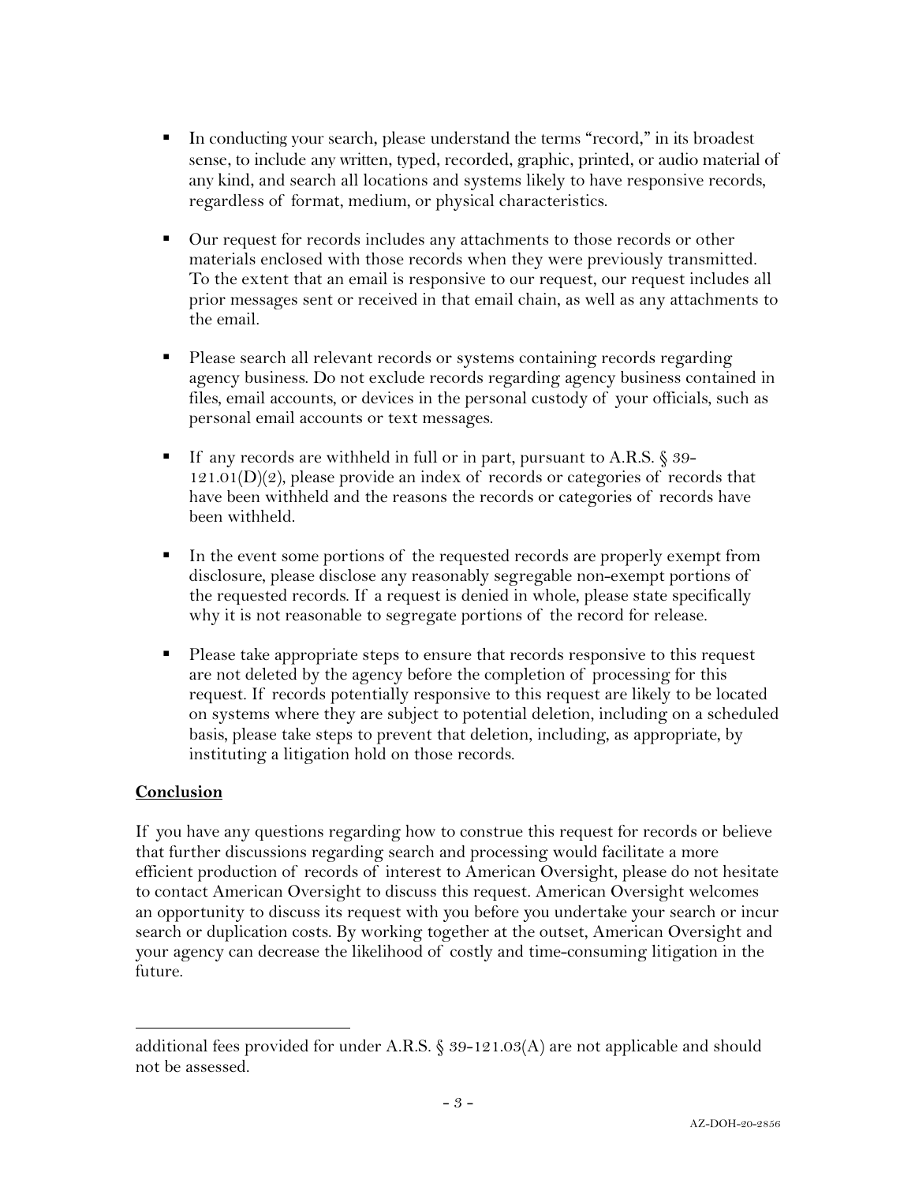- In conducting your search, please understand the terms "record," in its broadest sense, to include any written, typed, recorded, graphic, printed, or audio material of any kind, and search all locations and systems likely to have responsive records, regardless of format, medium, or physical characteristics.

- Our request for records includes any attachments to those records or other materials enclosed with those records when they were previously transmitted. To the extent that an email is responsive to our request, our request includes all prior messages sent or received in that email chain, as well as any attachments to the email.

- Please search all relevant records or systems containing records regarding agency business. Do not exclude records regarding agency business contained in files, email accounts, or devices in the personal custody of your officials, such as personal email accounts or text messages.

- If any records are withheld in full or in part, pursuant to A.R.S. § 39-121.01(D)(2), please provide an index of records or categories of records that have been withheld and the reasons the records or categories of records have been withheld.

- In the event some portions of the requested records are properly exempt from disclosure, please disclose any reasonably segregable non-exempt portions of the requested records. If a request is denied in whole, please state specifically why it is not reasonable to segregate portions of the record for release.

- Please take appropriate steps to ensure that records responsive to this request are not deleted by the agency before the completion of processing for this request. If records potentially responsive to this request are likely to be located on systems where they are subject to potential deletion, including on a scheduled basis, please take steps to prevent that deletion, including, as appropriate, by instituting a litigation hold on those records.

**Conclusion**

If you have any questions regarding how to construe this request for records or believe that further discussions regarding search and processing would facilitate a more efficient production of records of interest to American Oversight, please do not hesitate to contact American Oversight to discuss this request. American Oversight welcomes an opportunity to discuss its request with you before you undertake your search or incur search or duplication costs. By working together at the outset, American Oversight and your agency can decrease the likelihood of costly and time-consuming litigation in the future.

---

additional fees provided for under A.R.S. § 39-121.03(A) are not applicable and should not be assessed.

AZ-DOH-20-2856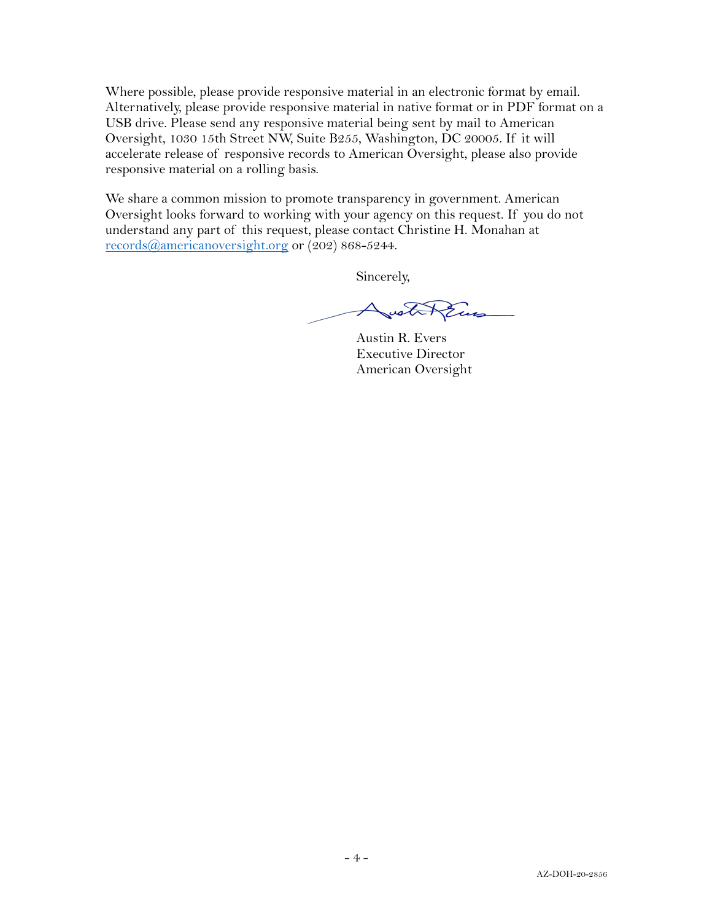Where possible, please provide responsive material in an electronic format by email. Alternatively, please provide responsive material in native format or in PDF format on a USB drive. Please send any responsive material being sent by mail to American Oversight, 1030 15th Street NW, Suite B255, Washington, DC 20005. If it will accelerate release of responsive records to American Oversight, please also provide responsive material on a rolling basis.

We share a common mission to promote transparency in government. American Oversight looks forward to working with your agency on this request. If you do not understand any part of this request, please contact Christine H. Monahan at records@americanoversight.org or (202) 868-5244.

Sincerely,

Austin R. Evers
Executive Director
American Oversight

AZ-DOH-20-2856